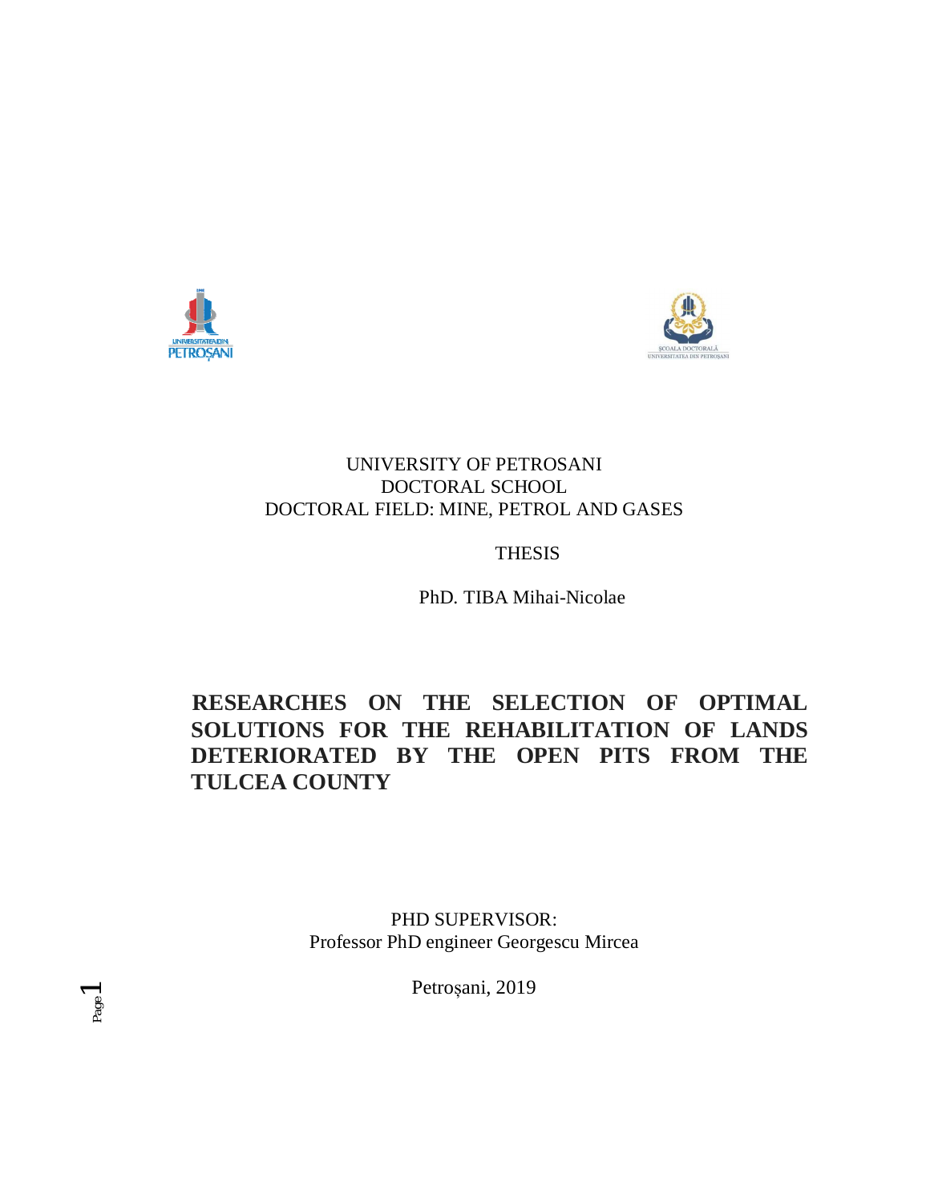UNIVERSITY OF PETROSANI
DOCTORAL SCHOOL
DOCTORAL FIELD: MINE, PETROL AND GASES

THESIS

PhD. TIBA Mihai-Nicolae

# RESEARCHES ON THE SELECTION OF OPTIMAL SOLUTIONS FOR THE REHABILITATION OF LANDS DETERIORATED BY THE OPEN PITS FROM THE TULCEA COUNTY

PHD SUPERVISOR:
Professor PhD engineer Georgescu Mircea

Petroșani, 2019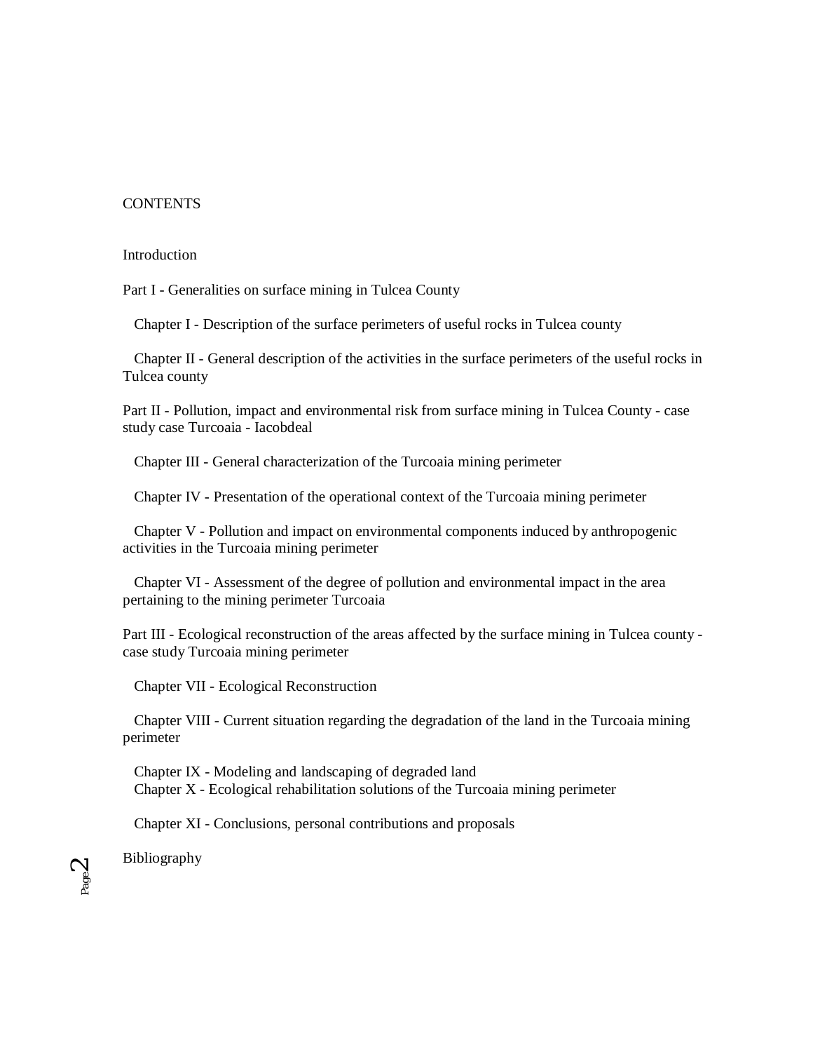# CONTENTS

Introduction

Part I - Generalities on surface mining in Tulcea County

Chapter I - Description of the surface perimeters of useful rocks in Tulcea county

Chapter II - General description of the activities in the surface perimeters of the useful rocks in Tulcea county

Part II - Pollution, impact and environmental risk from surface mining in Tulcea County - case study case Turcoaia - Iacobdeal

Chapter III - General characterization of the Turcoaia mining perimeter

Chapter IV - Presentation of the operational context of the Turcoaia mining perimeter

Chapter V - Pollution and impact on environmental components induced by anthropogenic activities in the Turcoaia mining perimeter

Chapter VI - Assessment of the degree of pollution and environmental impact in the area pertaining to the mining perimeter Turcoaia

Part III - Ecological reconstruction of the areas affected by the surface mining in Tulcea county - case study Turcoaia mining perimeter

Chapter VII - Ecological Reconstruction

Chapter VIII - Current situation regarding the degradation of the land in the Turcoaia mining perimeter

Chapter IX - Modeling and landscaping of degraded land

Chapter X - Ecological rehabilitation solutions of the Turcoaia mining perimeter

Chapter XI - Conclusions, personal contributions and proposals

Bibliography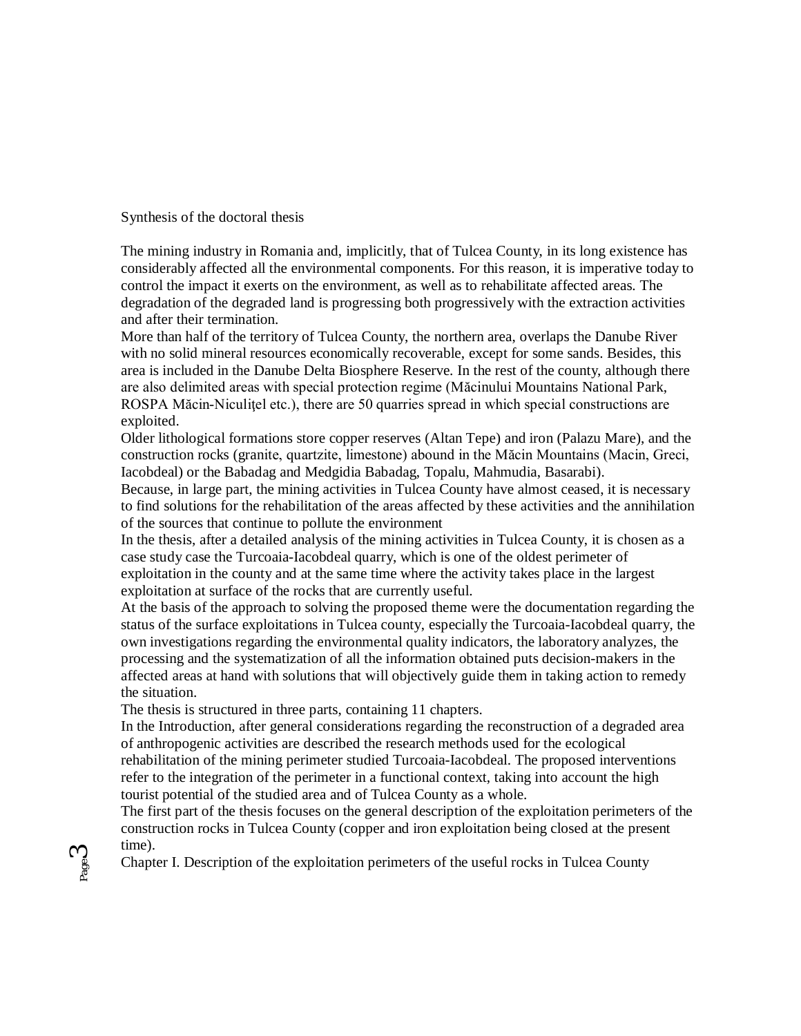Synthesis of the doctoral thesis

The mining industry in Romania and, implicitly, that of Tulcea County, in its long existence has considerably affected all the environmental components. For this reason, it is imperative today to control the impact it exerts on the environment, as well as to rehabilitate affected areas. The degradation of the degraded land is progressing both progressively with the extraction activities and after their termination.

More than half of the territory of Tulcea County, the northern area, overlaps the Danube River with no solid mineral resources economically recoverable, except for some sands. Besides, this area is included in the Danube Delta Biosphere Reserve. In the rest of the county, although there are also delimited areas with special protection regime (Măcinului Mountains National Park, ROSPA Măcin-Niculiţel etc.), there are 50 quarries spread in which special constructions are exploited.

Older lithological formations store copper reserves (Altan Tepe) and iron (Palazu Mare), and the construction rocks (granite, quartzite, limestone) abound in the Măcin Mountains (Macin, Greci, Iacobdeal) or the Babadag and Medgidia Babadag, Topalu, Mahmudia, Basarabi).

Because, in large part, the mining activities in Tulcea County have almost ceased, it is necessary to find solutions for the rehabilitation of the areas affected by these activities and the annihilation of the sources that continue to pollute the environment

In the thesis, after a detailed analysis of the mining activities in Tulcea County, it is chosen as a case study case the Turcoaia-Iacobdeal quarry, which is one of the oldest perimeter of exploitation in the county and at the same time where the activity takes place in the largest exploitation at surface of the rocks that are currently useful.

At the basis of the approach to solving the proposed theme were the documentation regarding the status of the surface exploitations in Tulcea county, especially the Turcoaia-Iacobdeal quarry, the own investigations regarding the environmental quality indicators, the laboratory analyzes, the processing and the systematization of all the information obtained puts decision-makers in the affected areas at hand with solutions that will objectively guide them in taking action to remedy the situation.

The thesis is structured in three parts, containing 11 chapters.

In the Introduction, after general considerations regarding the reconstruction of a degraded area of anthropogenic activities are described the research methods used for the ecological rehabilitation of the mining perimeter studied Turcoaia-Iacobdeal. The proposed interventions refer to the integration of the perimeter in a functional context, taking into account the high tourist potential of the studied area and of Tulcea County as a whole.

The first part of the thesis focuses on the general description of the exploitation perimeters of the construction rocks in Tulcea County (copper and iron exploitation being closed at the present time).

Chapter I. Description of the exploitation perimeters of the useful rocks in Tulcea County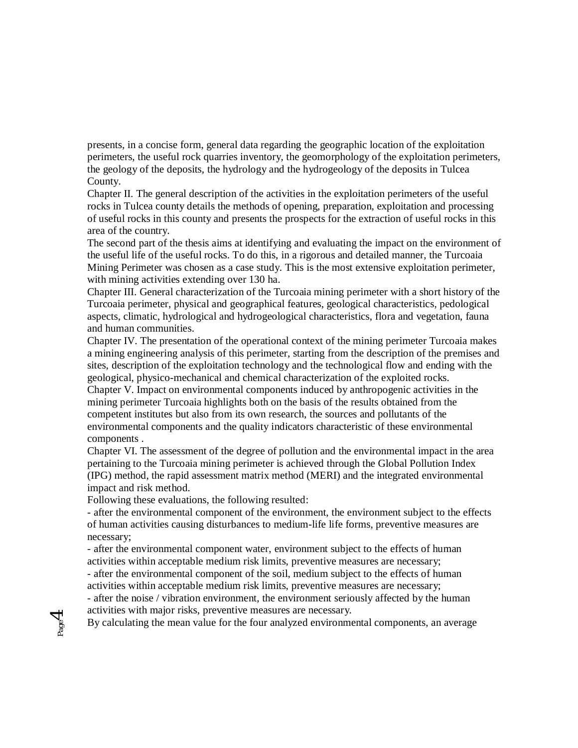presents, in a concise form, general data regarding the geographic location of the exploitation perimeters, the useful rock quarries inventory, the geomorphology of the exploitation perimeters, the geology of the deposits, the hydrology and the hydrogeology of the deposits in Tulcea County.

Chapter II. The general description of the activities in the exploitation perimeters of the useful rocks in Tulcea county details the methods of opening, preparation, exploitation and processing of useful rocks in this county and presents the prospects for the extraction of useful rocks in this area of the country.

The second part of the thesis aims at identifying and evaluating the impact on the environment of the useful life of the useful rocks. To do this, in a rigorous and detailed manner, the Turcoaia Mining Perimeter was chosen as a case study. This is the most extensive exploitation perimeter, with mining activities extending over 130 ha.

Chapter III. General characterization of the Turcoaia mining perimeter with a short history of the Turcoaia perimeter, physical and geographical features, geological characteristics, pedological aspects, climatic, hydrological and hydrogeological characteristics, flora and vegetation, fauna and human communities.

Chapter IV. The presentation of the operational context of the mining perimeter Turcoaia makes a mining engineering analysis of this perimeter, starting from the description of the premises and sites, description of the exploitation technology and the technological flow and ending with the geological, physico-mechanical and chemical characterization of the exploited rocks.

Chapter V. Impact on environmental components induced by anthropogenic activities in the mining perimeter Turcoaia highlights both on the basis of the results obtained from the competent institutes but also from its own research, the sources and pollutants of the environmental components and the quality indicators characteristic of these environmental components .

Chapter VI. The assessment of the degree of pollution and the environmental impact in the area pertaining to the Turcoaia mining perimeter is achieved through the Global Pollution Index (IPG) method, the rapid assessment matrix method (MERI) and the integrated environmental impact and risk method.

Following these evaluations, the following resulted:

- after the environmental component of the environment, the environment subject to the effects of human activities causing disturbances to medium-life life forms, preventive measures are necessary;
- after the environmental component water, environment subject to the effects of human activities within acceptable medium risk limits, preventive measures are necessary;
- after the environmental component of the soil, medium subject to the effects of human activities within acceptable medium risk limits, preventive measures are necessary;
- after the noise / vibration environment, the environment seriously affected by the human activities with major risks, preventive measures are necessary.

By calculating the mean value for the four analyzed environmental components, an average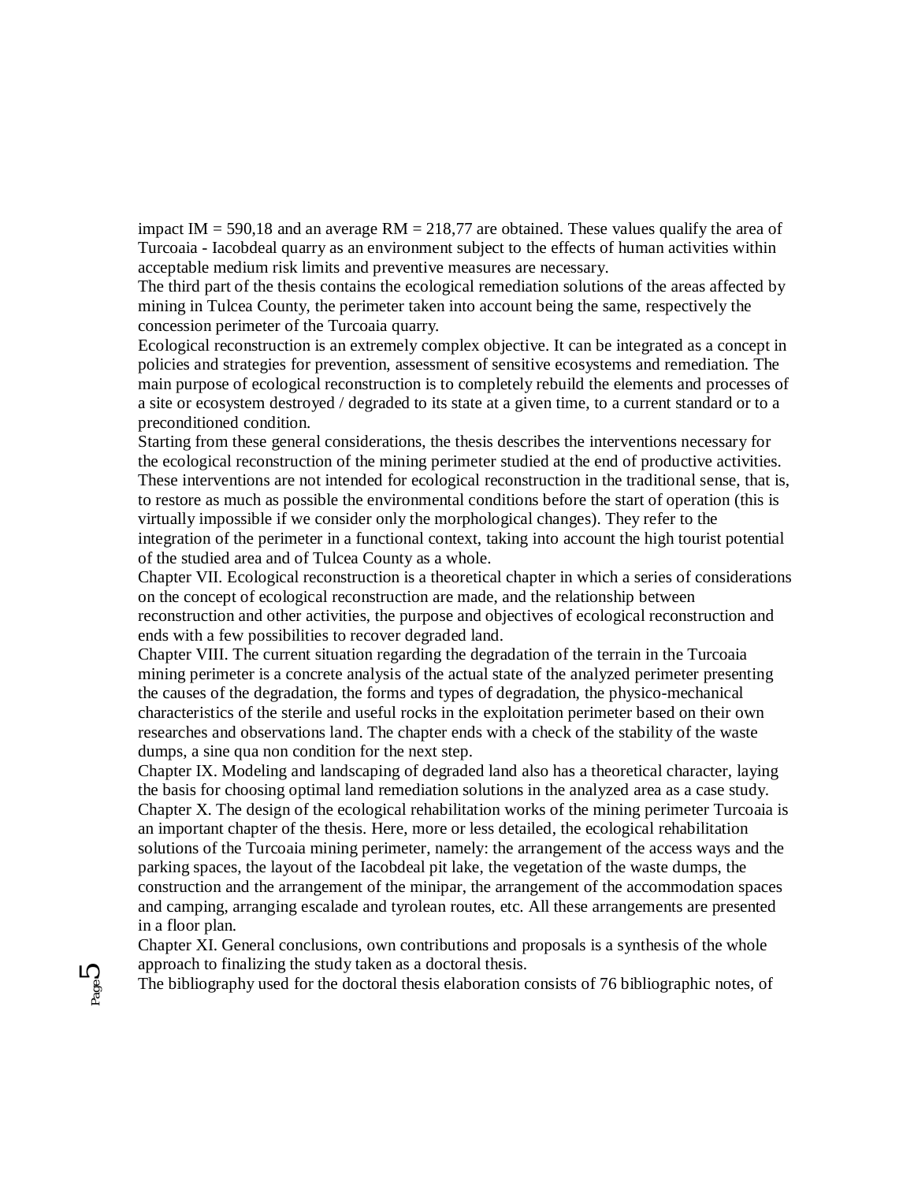impact IM = 590,18 and an average RM = 218,77 are obtained. These values qualify the area of Turcoaia - Iacobdeal quarry as an environment subject to the effects of human activities within acceptable medium risk limits and preventive measures are necessary.

The third part of the thesis contains the ecological remediation solutions of the areas affected by mining in Tulcea County, the perimeter taken into account being the same, respectively the concession perimeter of the Turcoaia quarry.

Ecological reconstruction is an extremely complex objective. It can be integrated as a concept in policies and strategies for prevention, assessment of sensitive ecosystems and remediation. The main purpose of ecological reconstruction is to completely rebuild the elements and processes of a site or ecosystem destroyed / degraded to its state at a given time, to a current standard or to a preconditioned condition.

Starting from these general considerations, the thesis describes the interventions necessary for the ecological reconstruction of the mining perimeter studied at the end of productive activities. These interventions are not intended for ecological reconstruction in the traditional sense, that is, to restore as much as possible the environmental conditions before the start of operation (this is virtually impossible if we consider only the morphological changes). They refer to the integration of the perimeter in a functional context, taking into account the high tourist potential of the studied area and of Tulcea County as a whole.

Chapter VII. Ecological reconstruction is a theoretical chapter in which a series of considerations on the concept of ecological reconstruction are made, and the relationship between reconstruction and other activities, the purpose and objectives of ecological reconstruction and ends with a few possibilities to recover degraded land.

Chapter VIII. The current situation regarding the degradation of the terrain in the Turcoaia mining perimeter is a concrete analysis of the actual state of the analyzed perimeter presenting the causes of the degradation, the forms and types of degradation, the physico-mechanical characteristics of the sterile and useful rocks in the exploitation perimeter based on their own researches and observations land. The chapter ends with a check of the stability of the waste dumps, a sine qua non condition for the next step.

Chapter IX. Modeling and landscaping of degraded land also has a theoretical character, laying the basis for choosing optimal land remediation solutions in the analyzed area as a case study.

Chapter X. The design of the ecological rehabilitation works of the mining perimeter Turcoaia is an important chapter of the thesis. Here, more or less detailed, the ecological rehabilitation solutions of the Turcoaia mining perimeter, namely: the arrangement of the access ways and the parking spaces, the layout of the Iacobdeal pit lake, the vegetation of the waste dumps, the construction and the arrangement of the minipar, the arrangement of the accommodation spaces and camping, arranging escalade and tyrolean routes, etc. All these arrangements are presented in a floor plan.

Chapter XI. General conclusions, own contributions and proposals is a synthesis of the whole approach to finalizing the study taken as a doctoral thesis.

The bibliography used for the doctoral thesis elaboration consists of 76 bibliographic notes, of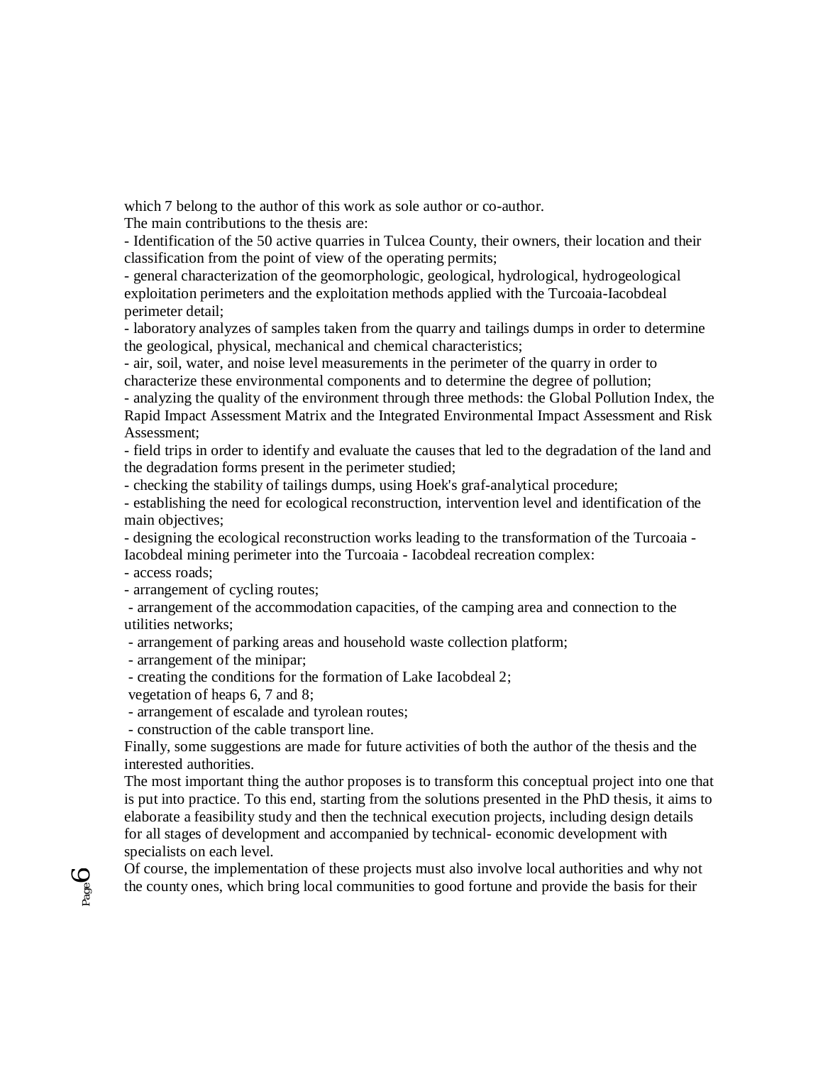which 7 belong to the author of this work as sole author or co-author.

The main contributions to the thesis are:

- Identification of the 50 active quarries in Tulcea County, their owners, their location and their classification from the point of view of the operating permits;
- general characterization of the geomorphologic, geological, hydrological, hydrogeological exploitation perimeters and the exploitation methods applied with the Turcoaia-Iacobdeal perimeter detail;
- laboratory analyzes of samples taken from the quarry and tailings dumps in order to determine the geological, physical, mechanical and chemical characteristics;
- air, soil, water, and noise level measurements in the perimeter of the quarry in order to characterize these environmental components and to determine the degree of pollution;
- analyzing the quality of the environment through three methods: the Global Pollution Index, the Rapid Impact Assessment Matrix and the Integrated Environmental Impact Assessment and Risk Assessment;
- field trips in order to identify and evaluate the causes that led to the degradation of the land and the degradation forms present in the perimeter studied;
- checking the stability of tailings dumps, using Hoek's graf-analytical procedure;
- establishing the need for ecological reconstruction, intervention level and identification of the main objectives;
- designing the ecological reconstruction works leading to the transformation of the Turcoaia - Iacobdeal mining perimeter into the Turcoaia - Iacobdeal recreation complex:
- access roads;
- arrangement of cycling routes;
- arrangement of the accommodation capacities, of the camping area and connection to the utilities networks;
- arrangement of parking areas and household waste collection platform;
- arrangement of the minipar;
- creating the conditions for the formation of Lake Iacobdeal 2;

vegetation of heaps 6, 7 and 8;

- arrangement of escalade and tyrolean routes;
- construction of the cable transport line.

Finally, some suggestions are made for future activities of both the author of the thesis and the interested authorities.

The most important thing the author proposes is to transform this conceptual project into one that is put into practice. To this end, starting from the solutions presented in the PhD thesis, it aims to elaborate a feasibility study and then the technical execution projects, including design details for all stages of development and accompanied by technical- economic development with specialists on each level.

Of course, the implementation of these projects must also involve local authorities and why not the county ones, which bring local communities to good fortune and provide the basis for their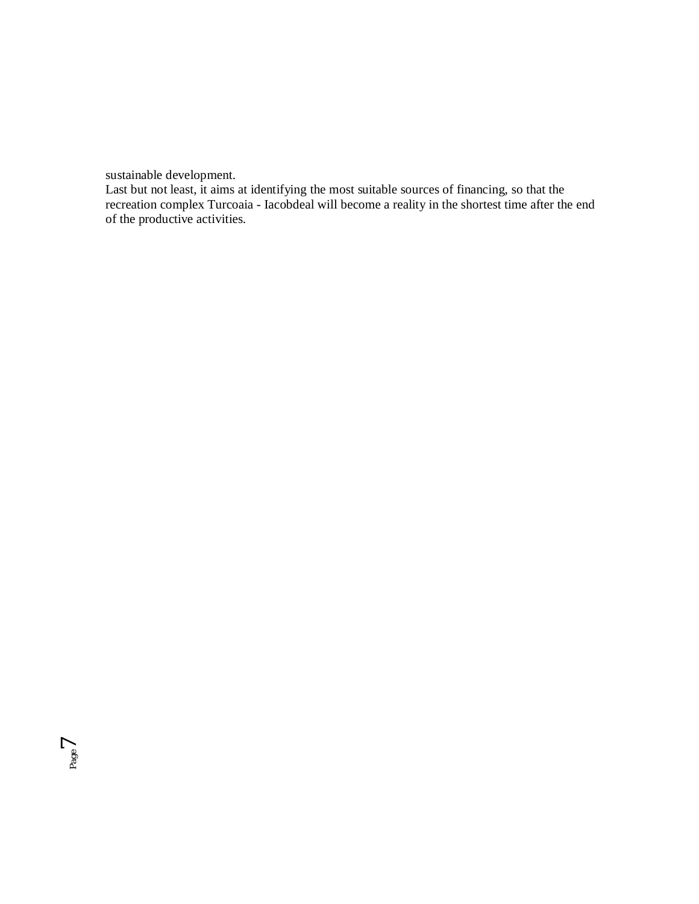sustainable development.

Last but not least, it aims at identifying the most suitable sources of financing, so that the recreation complex Turcoaia - Iacobdeal will become a reality in the shortest time after the end of the productive activities.